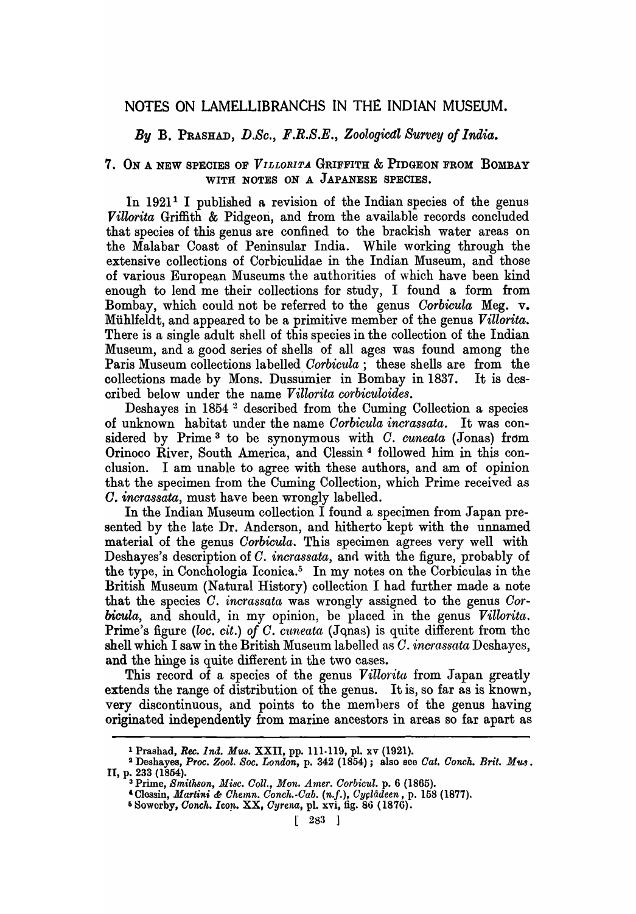# NOTES ON LAMELLIBRANCHS IN THE INDIAN MUSEUM.

*By* B. PRASHAD, *D.Sc., F.R.S.E., Zoological Survey of India.*

## 7. ON A NEW SPECIES OF *VILLORITA* GRIFFITH & PIDGEON FROM BOMBAY WITH NOTES ON A JAPANESE SPECIES.

In 1921[1] I published a revision of the Indian species of the genus *Villorita* Griffith & Pidgeon, and from the available records concluded that species of this genus are confined to the brackish water areas on the Malabar Coast of Peninsular India. While working through the extensive collections of Corbiculidae in the Indian Museum, and those of various European Museums the authorities of which have been kind enough to lend me their collections for study, I found a form from Bombay, which could not be referred to the genus *Corbicula* Meg. v. Mühlfeldt, and appeared to be a primitive member of the genus *Villorita*. There is a single adult shell of this species in the collection of the Indian Museum, and a good series of shells of all ages was found among the Paris Museum collections labelled *Corbicula*; these shells are from the collections made by Mons. Dussumier in Bombay in 1837. It is described below under the name *Villorita corbiculoides*.

Deshayes in 1854 [2] described from the Cuming Collection a species of unknown habitat under the name *Corbicula incrassata*. It was considered by Prime [3] to be synonymous with *C. cuneata* (Jonas) from Orinoco River, South America, and Clessin [4] followed him in this conclusion. I am unable to agree with these authors, and am of opinion that the specimen from the Cuming Collection, which Prime received as *C. incrassata*, must have been wrongly labelled.

In the Indian Museum collection I found a specimen from Japan presented by the late Dr. Anderson, and hitherto kept with the unnamed material of the genus *Corbicula*. This specimen agrees very well with Deshayes's description of *C. incrassata*, and with the figure, probably of the type, in Conchologia Iconica.[5] In my notes on the Corbiculas in the British Museum (Natural History) collection I had further made a note that the species *C. incrassata* was wrongly assigned to the genus *Corbicula*, and should, in my opinion, be placed in the genus *Villorita*. Prime's figure (*loc. cit.*) *of C. cuneata* (Jonas) is quite different from the shell which I saw in the British Museum labelled as *C. incrassata* Deshayes, and the hinge is quite different in the two cases.

This record of a species of the genus *Villorita* from Japan greatly extends the range of distribution of the genus. It is, so far as is known, very discontinuous, and points to the members of the genus having originated independently from marine ancestors in areas so far apart as

---

[1] Prashad, *Rec. Ind. Mus.* XXII, pp. 111-119, pl. xv (1921).

[2] Deshayes, *Proc. Zool. Soc. London*, p. 342 (1854); also see *Cat. Conch. Brit. Mus.* II, p. 233 (1854).

[3] Prime, *Smithson, Misc. Coll., Mon. Amer. Corbicul.* p. 6 (1865).

[4] Clessin, *Martini & Chemn. Conch.-Cab. (n.f.), Cyclădeen*, p. 158 (1877).

[5] Sowerby, *Conch. Icon.* XX, *Cyrena*, pl. xvi, fig. 86 (1876).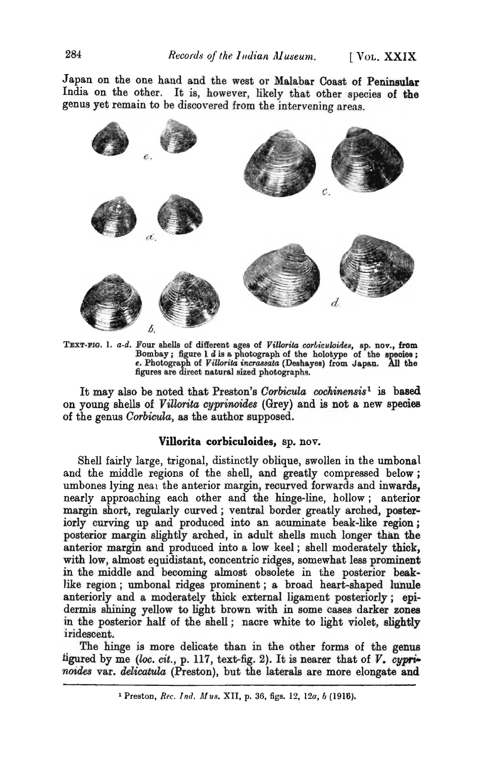Japan on the one hand and the west or Malabar Coast of Peninsular India on the other. It is, however, likely that other species of the genus yet remain to be discovered from the intervening areas.

TEXT-FIG. 1. *a-d*. Four shells of different ages of *Villorita corbiculoides*, sp. nov., from Bombay; figure 1 *d* is a photograph of the holotype of the species; *e*. Photograph of *Villorita incrassata* (Deshayes) from Japan. All the figures are direct natural sized photographs.

It may also be noted that Preston's *Corbicula cochinensis*[1] is based on young shells of *Villorita cyprinoides* (Grey) and is not a new species of the genus *Corbicula*, as the author supposed.

### Villorita corbiculoides, sp. nov.

Shell fairly large, trigonal, distinctly oblique, swollen in the umbonal and the middle regions of the shell, and greatly compressed below; umbones lying near the anterior margin, recurved forwards and inwards, nearly approaching each other and the hinge-line, hollow; anterior margin short, regularly curved; ventral border greatly arched, posteriorly curving up and produced into an acuminate beak-like region; posterior margin slightly arched, in adult shells much longer than the anterior margin and produced into a low keel; shell moderately thick, with low, almost equidistant, concentric ridges, somewhat less prominent in the middle and becoming almost obsolete in the posterior beak-like region; umbonal ridges prominent; a broad heart-shaped lunule anteriorly and a moderately thick external ligament posteriorly; epidermis shining yellow to light brown with in some cases darker zones in the posterior half of the shell; nacre white to light violet, slightly iridescent.

The hinge is more delicate than in the other forms of the genus figured by me (*loc. cit.*, p. 117, text-fig. 2). It is nearer that of *V. cyprinoides* var. *delicatula* (Preston), but the laterals are more elongate and

[1] Preston, *Rec. Ind. Mus.* XII, p. 36, figs. 12, 12*a*, *b* (1916).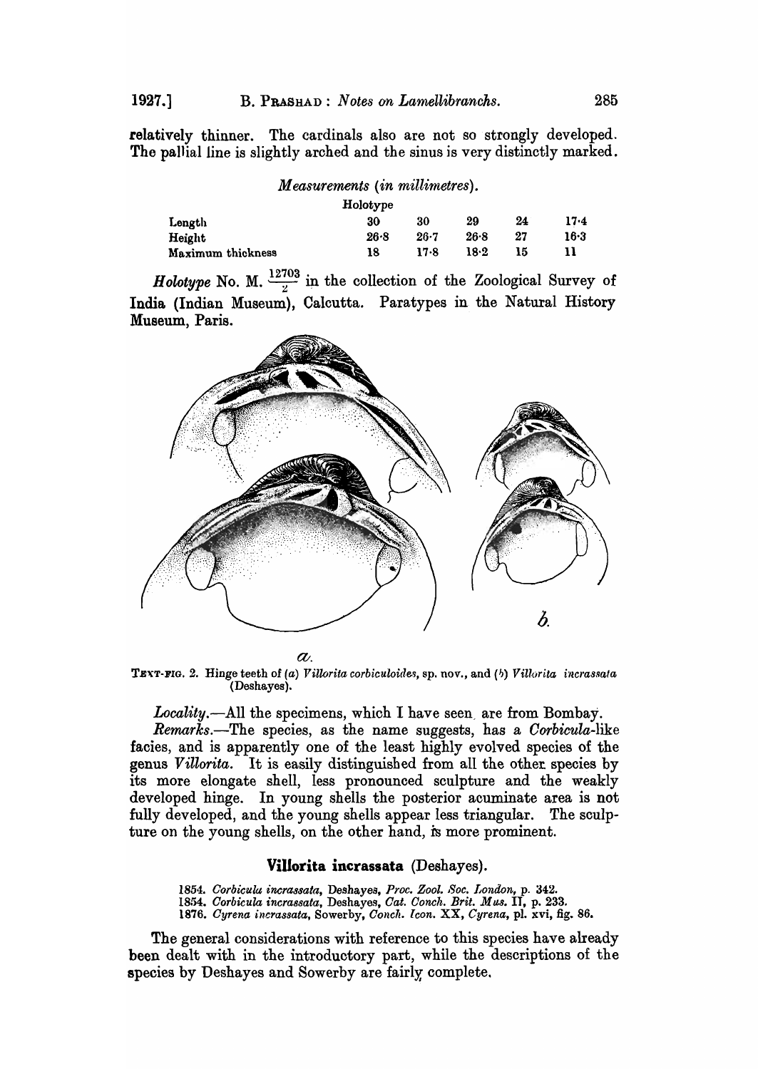relatively thinner. The cardinals also are not so strongly developed. The pallial line is slightly arched and the sinus is very distinctly marked.

*Measurements (in millimetres).*

| | Holotype | | | | |
|---|---|---|---|---|---|
| Length | 30 | 30 | 29 | 24 | 17·4 |
| Height | 26·8 | 26·7 | 26·8 | 27 | 16·3 |
| Maximum thickness | 18 | 17·8 | 18·2 | 15 | 11 |

*Holotype* No. M. $\frac{12703}{2}$ in the collection of the Zoological Survey of India (Indian Museum), Calcutta. Paratypes in the Natural History Museum, Paris.

TEXT-FIG. 2. Hinge teeth of (a) *Villorita corbiculoides*, sp. nov., and (b) *Villorita incrassata* (Deshayes).

*Locality.*—All the specimens, which I have seen are from Bombay.

*Remarks.*—The species, as the name suggests, has a *Corbicula*-like facies, and is apparently one of the least highly evolved species of the genus *Villorita*. It is easily distinguished from all the other species by its more elongate shell, less pronounced sculpture and the weakly developed hinge. In young shells the posterior acuminate area is not fully developed, and the young shells appear less triangular. The sculpture on the young shells, on the other hand, is more prominent.

## Villorita incrassata (Deshayes).

1854. *Corbicula incrassata*, Deshayes, *Proc. Zool. Soc. London*, p. 342.
1854. *Corbicula incrassata*, Deshayes, *Cat. Conch. Brit. Mus.* II, p. 233.
1876. *Cyrena incrassata*, Sowerby, *Conch. Icon.* XX, *Cyrena*, pl. xvi, fig. 86.

The general considerations with reference to this species have already been dealt with in the introductory part, while the descriptions of the species by Deshayes and Sowerby are fairly complete.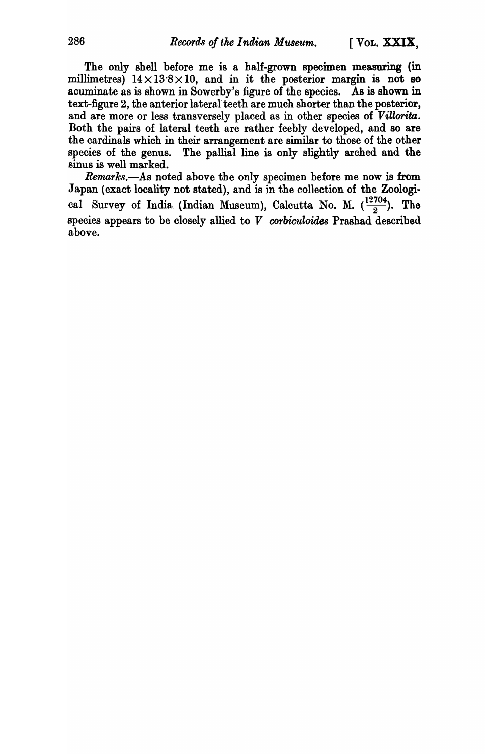The only shell before me is a half-grown specimen measuring (in millimetres) $14 \times 13 \cdot 8 \times 10$, and in it the posterior margin is not so acuminate as is shown in Sowerby's figure of the species. As is shown in text-figure 2, the anterior lateral teeth are much shorter than the posterior, and are more or less transversely placed as in other species of *Villorita*. Both the pairs of lateral teeth are rather feebly developed, and so are the cardinals which in their arrangement are similar to those of the other species of the genus. The pallial line is only slightly arched and the sinus is well marked.

*Remarks*.—As noted above the only specimen before me now is from Japan (exact locality not stated), and is in the collection of the Zoological Survey of India (Indian Museum), Calcutta No. M. $(\frac{12704}{2})$. The species appears to be closely allied to *V corbiculoides* Prashad described above.